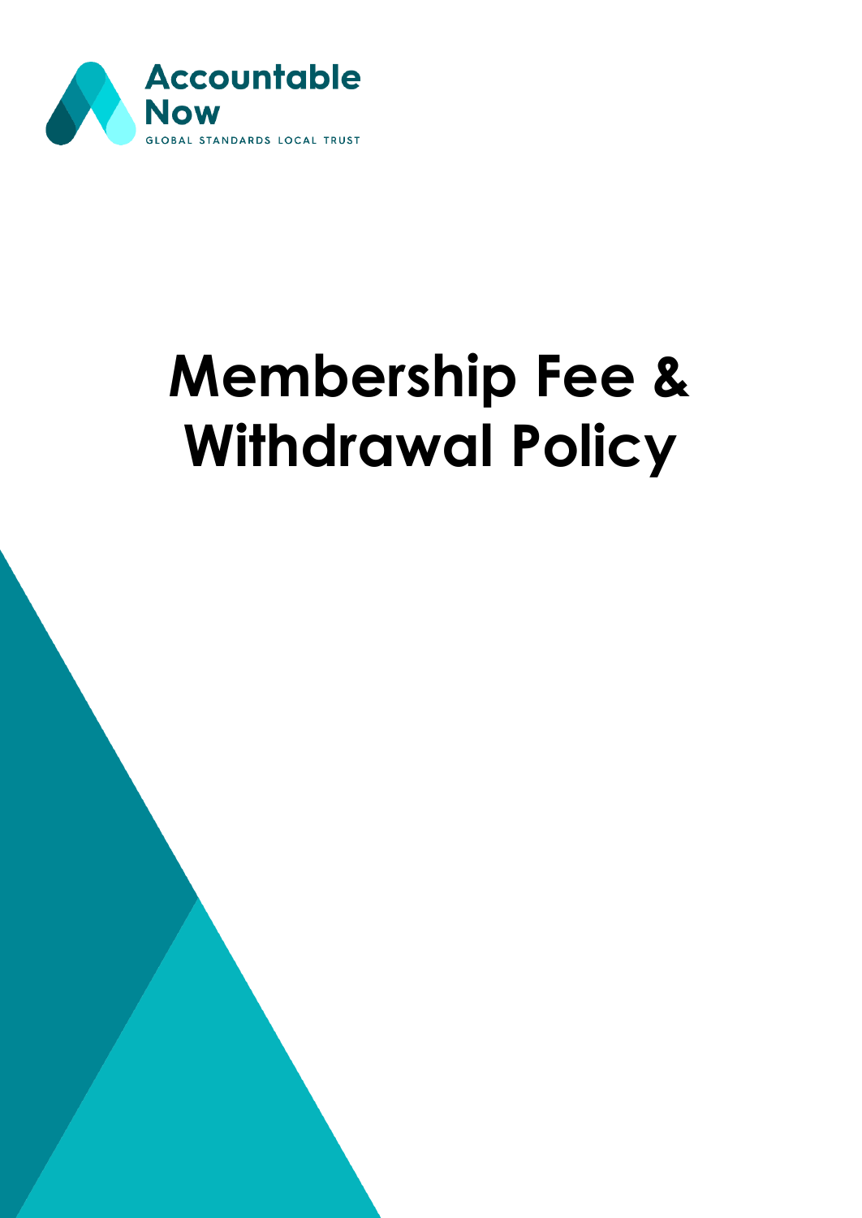Accountable Now

GLOBAL STANDARDS LOCAL TRUST

# Membership Fee & Withdrawal Policy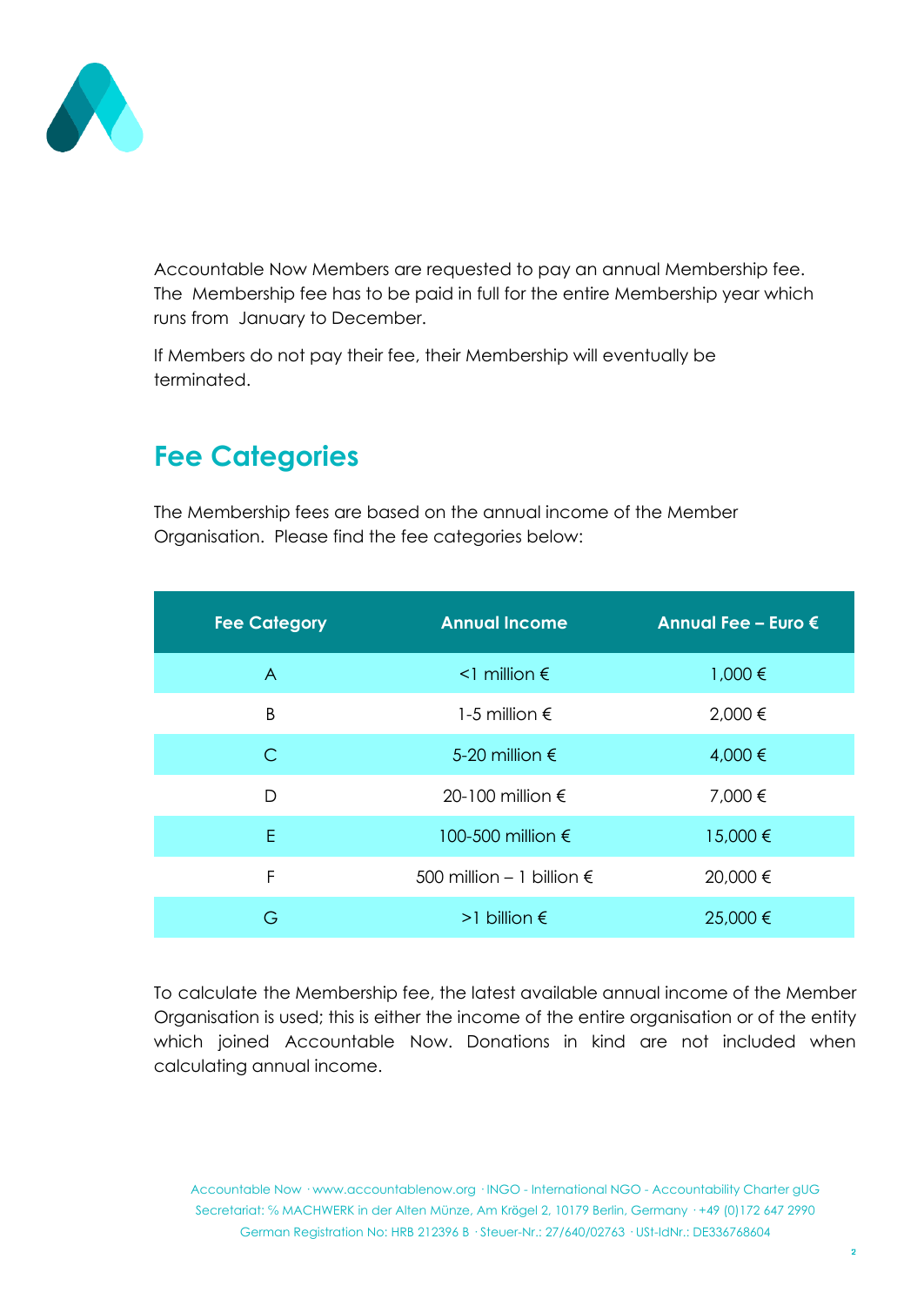Accountable Now Members are requested to pay an annual Membership fee. The Membership fee has to be paid in full for the entire Membership year which runs from January to December.

If Members do not pay their fee, their Membership will eventually be terminated.

## Fee Categories

The Membership fees are based on the annual income of the Member Organisation. Please find the fee categories below:

| Fee Category | Annual Income | Annual Fee – Euro € |
|---|---|---|
| A | <1 million € | 1,000 € |
| B | 1-5 million € | 2,000 € |
| C | 5-20 million € | 4,000 € |
| D | 20-100 million € | 7,000 € |
| E | 100-500 million € | 15,000 € |
| F | 500 million – 1 billion € | 20,000 € |
| G | >1 billion € | 25,000 € |

To calculate the Membership fee, the latest available annual income of the Member Organisation is used; this is either the income of the entire organisation or of the entity which joined Accountable Now. Donations in kind are not included when calculating annual income.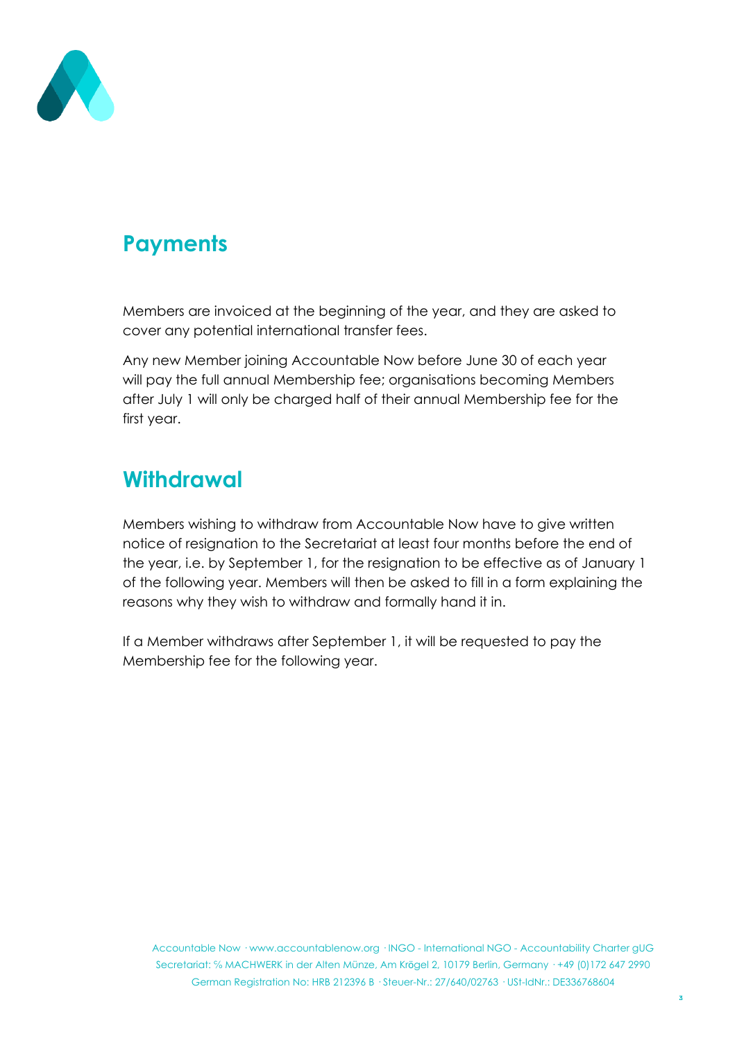## Payments

Members are invoiced at the beginning of the year, and they are asked to cover any potential international transfer fees.

Any new Member joining Accountable Now before June 30 of each year will pay the full annual Membership fee; organisations becoming Members after July 1 will only be charged half of their annual Membership fee for the first year.

## Withdrawal

Members wishing to withdraw from Accountable Now have to give written notice of resignation to the Secretariat at least four months before the end of the year, i.e. by September 1, for the resignation to be effective as of January 1 of the following year. Members will then be asked to fill in a form explaining the reasons why they wish to withdraw and formally hand it in.

If a Member withdraws after September 1, it will be requested to pay the Membership fee for the following year.